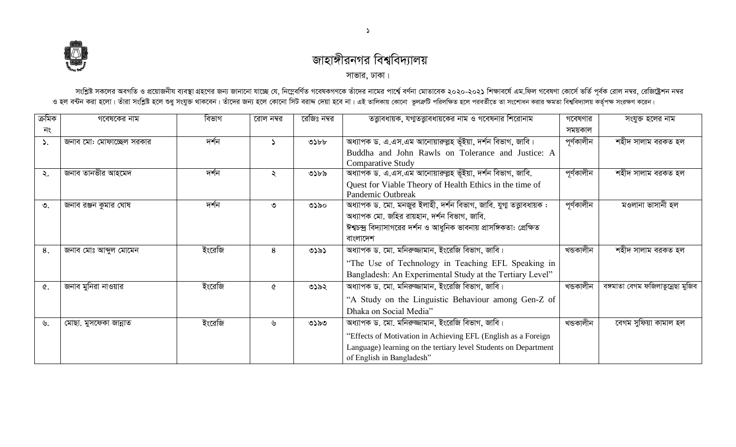# জাহাঙ্গীরনগর বিশ্ববিদ্যালয়

সাভার, ঢাকা।

সংশ্লিষ্ট সকলের অবগতি ও প্রয়োজনীয় ব্যবস্থা গ্রহণের জন্য জানানো যাচ্ছে যে, নিম্নেবর্ণিত গবেষকগণকে তাঁদের নামের পার্শ্বে বর্ণনা মোতাবেক ২০২০-২০২১ শিক্ষাবর্ষে এম.ফিল গবেষণা কোর্সে ভর্তি পূর্বক রোল নম্বর, রেজিষ্ট্রেশন নম্বর ও হল বন্টন করা হলো। তাঁরা সংশ্লিষ্ট হলে শুধু সংযুক্ত থাকবেন। তাঁদের জন্য হলে কোনো সিট বরাদ্দ দেয়া হবে না। এই তালিকায় কোনো ভুলত্রুটি পরিলক্ষিত হলে পরবর্তীতে তা সংশোধন করার ক্ষমতা বিশ্ববিদ্যালয় কর্তৃপক্ষ সংরক্ষণ করেন।

| ক্রমিক নং | গবেষকের নাম | বিভাগ | রোল নম্বর | রেজিঃ নম্বর | তত্ত্বাবধায়ক, যগ্মতত্ত্বাবধায়কের নাম ও গবেষনার শিরোনাম | গবেষণার সময়কাল | সংযুক্ত হলের নাম |
|---|---|---|---|---|---|---|---|
| ১. | জনাব মোঃ মোফাচ্ছেল সরকার | দর্শন | ১ | ৩১৮৮ | অধ্যাপক ড. এ.এস.এম আনোয়ারুল্লাহ ভূঁইয়া, দর্শন বিভাগ, জাবি। Buddha and John Rawls on Tolerance and Justice: A Comparative Study | পূর্ণকালীন | শহীদ সালাম বরকত হল |
| ২. | জনাব তানভীর আহমেদ | দর্শন | ২ | ৩১৮৯ | অধ্যাপক ড. এ.এস.এম আনোয়ারুল্লাহ ভূঁইয়া, দর্শন বিভাগ, জাবি. Quest for Viable Theory of Health Ethics in the time of Pandemic Outbreak | পূর্ণকালীন | শহীদ সালাম বরকত হল |
| ৩. | জনাব রঞ্জন কুমার ঘোষ | দর্শন | ৩ | ৩১৯০ | অধ্যাপক ড. মো. মনজুর ইলাহী, দর্শন বিভাগ, জাবি. যুগ্ম তত্ত্বাবধায়ক : অধ্যাপক মো. জহির রায়হান, দর্শন বিভাগ, জাবি. ঈশ্বচন্দ্র বিদ্যাসাগরের দর্শন ও আধুনিক ভাবনায় প্রাসঙ্গিকতাঃ প্রেক্ষিত বাংলাদেশ | পূর্ণকালীন | মওলানা ভাসানী হল |
| ৪. | জনাব মোঃ আব্দুল মোমেন | ইংরেজি | ৪ | ৩১৯১ | অধ্যাপক ড. মো. মনিরুজ্জামান, ইংরেজি বিভাগ, জাবি। "The Use of Technology in Teaching EFL Speaking in Bangladesh: An Experimental Study at the Tertiary Level" | খন্ডকালীন | শহীদ সালাম বরকত হল |
| ৫. | জনাব মুনিরা নাওয়ার | ইংরেজি | ৫ | ৩১৯২ | অধ্যাপক ড. মো. মনিরুজ্জামান, ইংরেজি বিভাগ, জাবি। "A Study on the Linguistic Behaviour among Gen-Z of Dhaka on Social Media" | খন্ডকালীন | বঙ্গমাতা বেগম ফজিলাতুন্নেছা মুজিব |
| ৬. | মোছা. মুসফেকা জান্নাত | ইংরেজি | ৬ | ৩১৯৩ | অধ্যাপক ড. মো. মনিরুজ্জামান, ইংরেজি বিভাগ, জাবি। "Effects of Motivation in Achieving EFL (English as a Foreign Language) learning on the tertiary level Students on Department of English in Bangladesh" | খন্ডকালীন | বেগম সুফিয়া কামাল হল |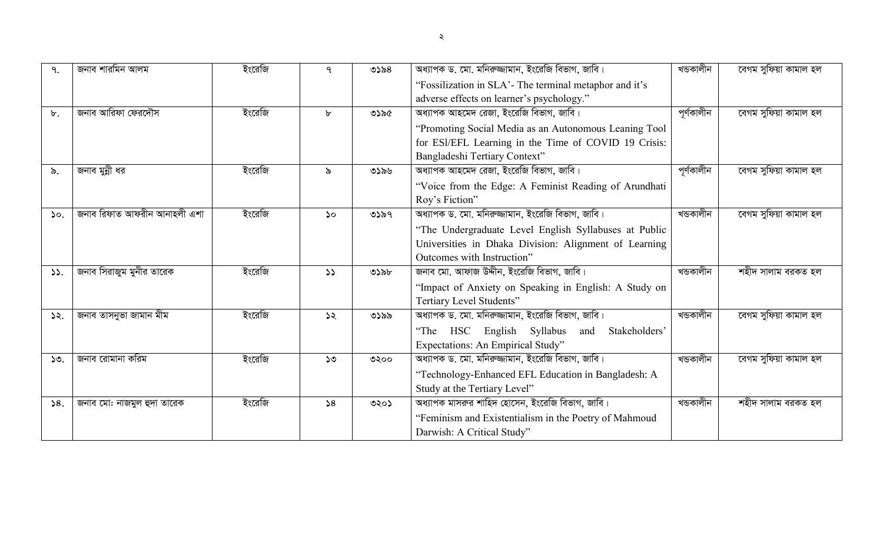| ৭. | জনাব শারমিন আলম | ইংরেজি | ৭ | ৩১৯৪ | অধ্যাপক ড. মো. মনিরুজ্জামান, ইংরেজি বিভাগ, জাবি। "Fossilization in SLA'- The terminal metaphor and it's adverse effects on learner's psychology." | খন্ডকালীন | বেগম সুফিয়া কামাল হল |
|---|---|---|---|---|---|---|---|
| ৮. | জনাব আরিফা ফেরদৌস | ইংরেজি | ৮ | ৩১৯৫ | অধ্যাপক আহমেদ রেজা, ইংরেজি বিভাগ, জাবি। "Promoting Social Media as an Autonomous Leaning Tool for ESl/EFL Learning in the Time of COVID 19 Crisis: Bangladeshi Tertiary Context" | পূর্ণকালীন | বেগম সুফিয়া কামাল হল |
| ৯. | জনাব মুন্নী ধর | ইংরেজি | ৯ | ৩১৯৬ | অধ্যাপক আহমেদ রেজা, ইংরেজি বিভাগ, জাবি। "Voice from the Edge: A Feminist Reading of Arundhati Roy's Fiction" | পূর্ণকালীন | বেগম সুফিয়া কামাল হল |
| ১০. | জনাব রিফাত আফরীন আনাহলী এশা | ইংরেজি | ১০ | ৩১৯৭ | অধ্যাপক ড. মো. মনিরুজ্জামান, ইংরেজি বিভাগ, জাবি। "The Undergraduate Level English Syllabuses at Public Universities in Dhaka Division: Alignment of Learning Outcomes with Instruction" | খন্ডকালীন | বেগম সুফিয়া কামাল হল |
| ১১. | জনাব সিরাজুম মুনীর তারেক | ইংরেজি | ১১ | ৩১৯৮ | জনাব মো. আফাজ উদ্দীন, ইংরেজি বিভাগ, জাবি। "Impact of Anxiety on Speaking in English: A Study on Tertiary Level Students" | খন্ডকালীন | শহীদ সালাম বরকত হল |
| ১২. | জনাব তাসনুভা জামান মীম | ইংরেজি | ১২ | ৩১৯৯ | অধ্যাপক ড. মো. মনিরুজ্জামান, ইংরেজি বিভাগ, জাবি। "The HSC English Syllabus and Stakeholders' Expectations: An Empirical Study" | খন্ডকালীন | বেগম সুফিয়া কামাল হল |
| ১৩. | জনাব রোমানা করিম | ইংরেজি | ১৩ | ৩২০০ | অধ্যাপক ড. মো. মনিরুজ্জামান, ইংরেজি বিভাগ, জাবি। "Technology-Enhanced EFL Education in Bangladesh: A Study at the Tertiary Level" | খন্ডকালীন | বেগম সুফিয়া কামাল হল |
| ১৪. | জনাব মোঃ নাজমুল হুদা তারেক | ইংরেজি | ১৪ | ৩২০১ | অধ্যাপক মাসরুর শাহিদ হোসেন, ইংরেজি বিভাগ, জাবি। "Feminism and Existentialism in the Poetry of Mahmoud Darwish: A Critical Study" | খন্ডকালীন | শহীদ সালাম বরকত হল |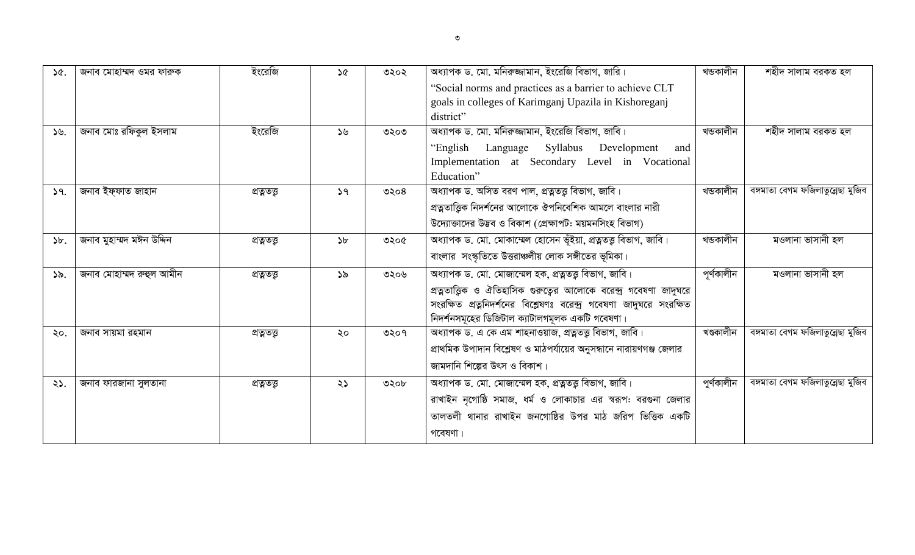| ১৫. | জনাব মোহাম্মদ ওমর ফারুক | ইংরেজি | ১৫ | ৩২০২ | অধ্যাপক ড. মো. মনিরুজ্জামান, ইংরেজি বিভাগ, জাবি। "Social norms and practices as a barrier to achieve CLT goals in colleges of Karimganj Upazila in Kishoreganj district" | খন্ডকালীন | শহীদ সালাম বরকত হল |
|---|---|---|---|---|---|---|---|
| ১৬. | জনাব মোঃ রফিকুল ইসলাম | ইংরেজি | ১৬ | ৩২০৩ | অধ্যাপক ড. মো. মনিরুজ্জামান, ইংরেজি বিভাগ, জাবি। "English Language Syllabus Development and Implementation at Secondary Level in Vocational Education" | খন্ডকালীন | শহীদ সালাম বরকত হল |
| ১৭. | জনাব ইফ্ফাত জাহান | প্রত্নতত্ত্ব | ১৭ | ৩২০৪ | অধ্যাপক ড. অসিত বরণ পাল, প্রত্নতত্ত্ব বিভাগ, জাবি। প্রত্নতাত্ত্বিক নিদর্শনের আলোকে ঔপনিবেশিক আমলে বাংলার নারী উদ্যোক্তাদের উদ্ভব ও বিকাশ (প্রেক্ষাপট: ময়মনসিংহ বিভাগ) | খন্ডকালীন | বঙ্গমাতা বেগম ফজিলাতুন্নেছা মুজিব |
| ১৮. | জনাব মুহাম্মদ মঈন উদ্দিন | প্রত্নতত্ত্ব | ১৮ | ৩২০৫ | অধ্যাপক ড. মো. মোকাম্মেল হোসেন ভূঁইয়া, প্রত্নতত্ত্ব বিভাগ, জাবি। বাংলার সংস্কৃতিতে উত্তরাঞ্চলীয় লোক সঙ্গীতের ভূমিকা। | খন্ডকালীন | মওলানা ভাসানী হল |
| ১৯. | জনাব মোহাম্মদ রুহুল আমীন | প্রত্নতত্ত্ব | ১৯ | ৩২০৬ | অধ্যাপক ড. মো. মোজাম্মেল হক, প্রত্নতত্ত্ব বিভাগ, জাবি। প্রত্নতাত্ত্বিক ও ঐতিহাসিক গুরুত্বের আলোকে বরেন্দ্র গবেষণা জাদুঘরে সংরক্ষিত প্রত্ননিদর্শনের বিশ্লেষণঃ বরেন্দ্র গবেষণা জাদুঘরে সংরক্ষিত নিদর্শনসমূহের ডিজিটাল ক্যাটালগমূলক একটি গবেষণা। | পূর্ণকালীন | মওলানা ভাসানী হল |
| ২০. | জনাব সায়মা রহমান | প্রত্নতত্ত্ব | ২০ | ৩২০৭ | অধ্যাপক ড. এ কে এম শাহনাওয়াজ, প্রত্নতত্ত্ব বিভাগ, জাবি। প্রাথমিক উপাদান বিশ্লেষণ ও মাঠপর্যায়ের অনুসন্ধানে নারায়ণগঞ্জ জেলার জামদানি শিল্পের উৎস ও বিকাশ। | খণ্ডকালীন | বঙ্গমাতা বেগম ফজিলাতুন্নেছা মুজিব |
| ২১. | জনাব ফারজানা সুলতানা | প্রত্নতত্ত্ব | ২১ | ৩২০৮ | অধ্যাপক ড. মো. মোজাম্মেল হক, প্রত্নতত্ত্ব বিভাগ, জাবি। রাখাইন নৃগোষ্ঠি সমাজ, ধর্ম ও লোকাচার এর স্বরূপঃ বরগুনা জেলার তালতলী থানার রাখাইন জনগোষ্ঠির উপর মাঠ জরিপ ভিত্তিক একটি গবেষণা। | পূর্ণকালীন | বঙ্গমাতা বেগম ফজিলাতুন্নেছা মুজিব |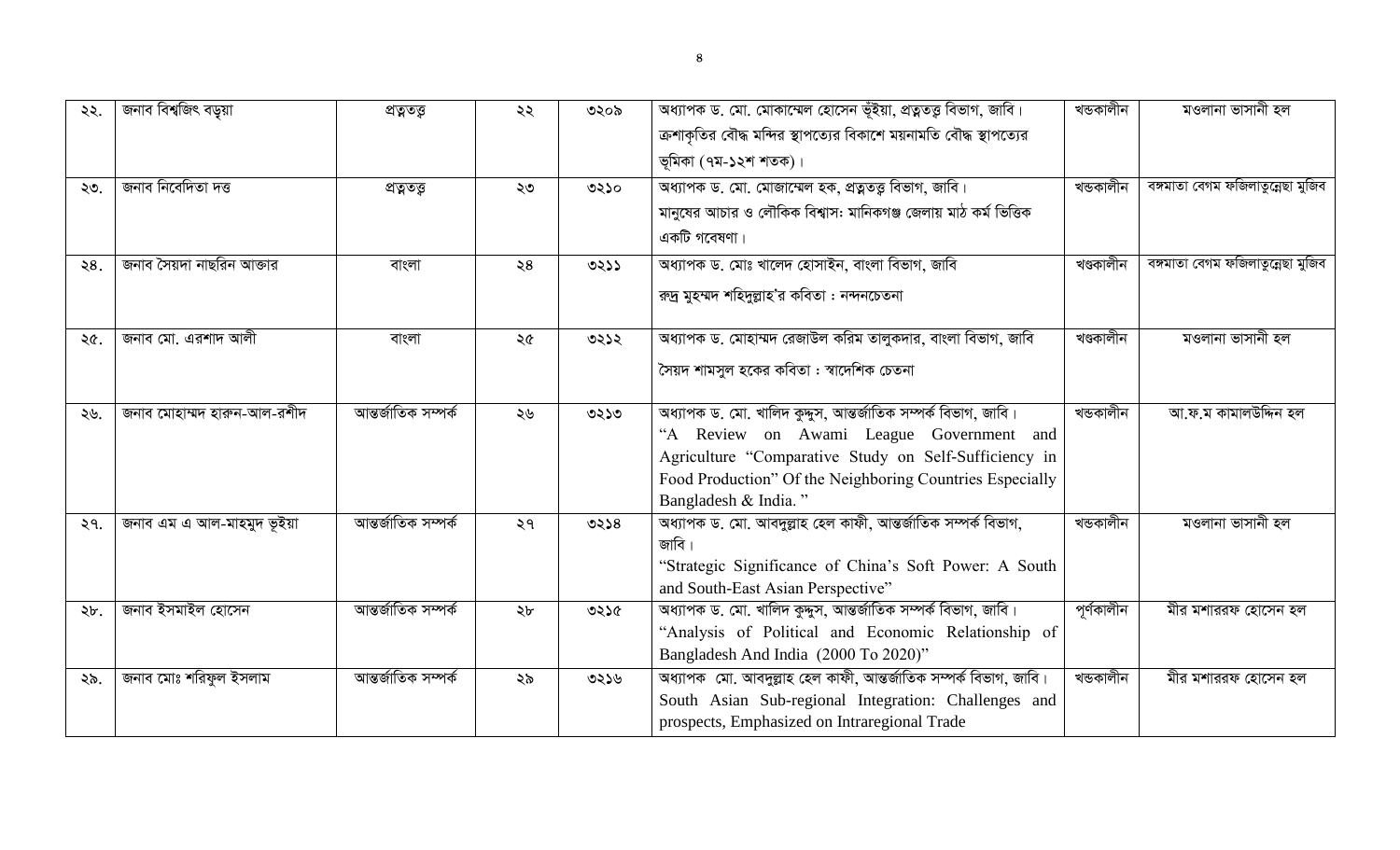| ২২. | জনাব বিশ্বজিৎ বড়ুয়া | প্রত্নতত্ত্ব | ২২ | ৩২০৯ | অধ্যাপক ড. মো. মোকাম্মেল হোসেন ভূঁইয়া, প্রত্নতত্ত্ব বিভাগ, জাবি। ক্রুশাকৃতির বৌদ্ধ মন্দির স্থাপত্যের বিকাশে ময়নামতি বৌদ্ধ স্থাপত্যের ভূমিকা (৭ম-১২শ শতক)। | খন্ডকালীন | মওলানা ভাসানী হল |
|---|---|---|---|---|---|---|---|
| ২৩. | জনাব নিবেদিতা দত্ত | প্রত্নতত্ত্ব | ২৩ | ৩২১০ | অধ্যাপক ড. মো. মোজাম্মেল হক, প্রত্নতত্ত্ব বিভাগ, জাবি। মানুষের আচার ও লৌকিক বিশ্বাস: মানিকগঞ্জ জেলায় মাঠ কর্ম ভিত্তিক একটি গবেষণা। | খন্ডকালীন | বঙ্গমাতা বেগম ফজিলাতুন্নেছা মুজিব |
| ২৪. | জনাব সৈয়দা নাছরিন আক্তার | বাংলা | ২৪ | ৩২১১ | অধ্যাপক ড. মোঃ খালেদ হোসাইন, বাংলা বিভাগ, জাবি রুদ্র মুহম্মদ শহিদুল্লাহ'র কবিতা : নন্দনচেতনা | খণ্ডকালীন | বঙ্গমাতা বেগম ফজিলাতুন্নেছা মুজিব |
| ২৫. | জনাব মো. এরশাদ আলী | বাংলা | ২৫ | ৩২১২ | অধ্যাপক ড. মোহাম্মদ রেজাউল করিম তালুকদার, বাংলা বিভাগ, জাবি সৈয়দ শামসুল হকের কবিতা : স্বাদেশিক চেতনা | খণ্ডকালীন | মওলানা ভাসানী হল |
| ২৬. | জনাব মোহাম্মদ হারুন-আল-রশীদ | আন্তর্জাতিক সম্পর্ক | ২৬ | ৩২১৩ | অধ্যাপক ড. মো. খালিদ কুদ্দুস, আন্তর্জাতিক সম্পর্ক বিভাগ, জাবি। "A Review on Awami League Government and Agriculture "Comparative Study on Self-Sufficiency in Food Production" Of the Neighboring Countries Especially Bangladesh & India. " | খন্ডকালীন | আ.ফ.ম কামালউদ্দিন হল |
| ২৭. | জনাব এম এ আল-মাহমুদ ভূইয়া | আন্তর্জাতিক সম্পর্ক | ২৭ | ৩২১৪ | অধ্যাপক ড. মো. আবদুল্লাহ হেল কাফী, আন্তর্জাতিক সম্পর্ক বিভাগ, জাবি। "Strategic Significance of China's Soft Power: A South and South-East Asian Perspective" | খন্ডকালীন | মওলানা ভাসানী হল |
| ২৮. | জনাব ইসমাইল হোসেন | আন্তর্জাতিক সম্পর্ক | ২৮ | ৩২১৫ | অধ্যাপক ড. মো. খালিদ কুদ্দুস, আন্তর্জাতিক সম্পর্ক বিভাগ, জাবি। "Analysis of Political and Economic Relationship of Bangladesh And India (2000 To 2020)" | পূর্ণকালীন | মীর মশাররফ হোসেন হল |
| ২৯. | জনাব মোঃ শরিফুল ইসলাম | আন্তর্জাতিক সম্পর্ক | ২৯ | ৩২১৬ | অধ্যাপক মো. আবদুল্লাহ হেল কাফী, আন্তর্জাতিক সম্পর্ক বিভাগ, জাবি। South Asian Sub-regional Integration: Challenges and prospects, Emphasized on Intraregional Trade | খন্ডকালীন | মীর মশাররফ হোসেন হল |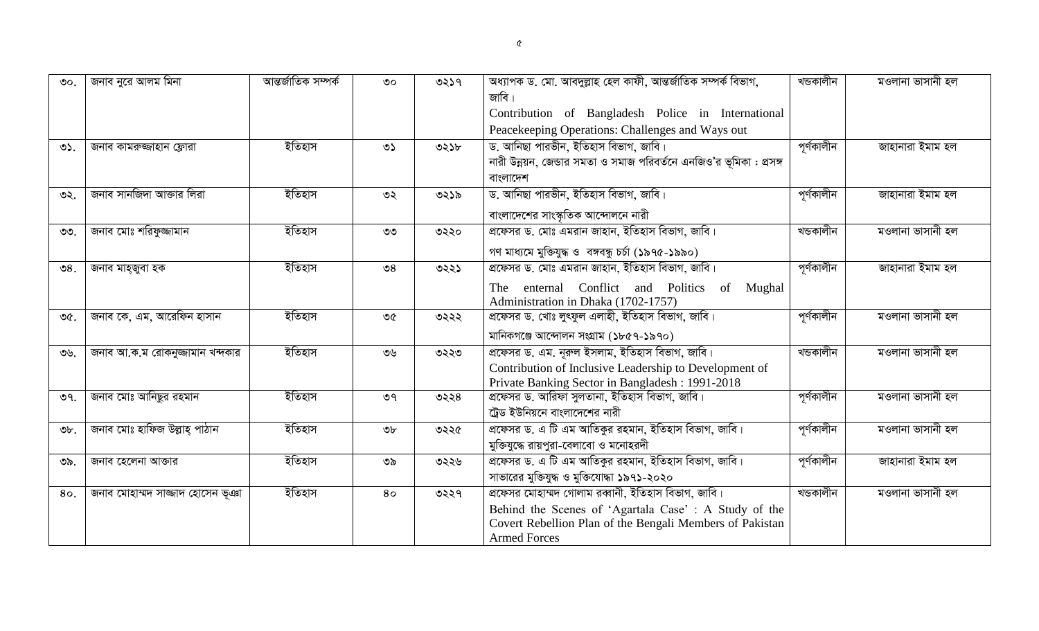| ৩০. | জনাব নুরে আলম মিনা | আন্তর্জাতিক সম্পর্ক | ৩০ | ৩২১৭ | অধ্যাপক ড. মো. আবদুল্লাহ হেল কাফী, আন্তর্জাতিক সম্পর্ক বিভাগ, জাবি। Contribution of Bangladesh Police in International Peacekeeping Operations: Challenges and Ways out | খন্ডকালীন | মওলানা ভাসানী হল |
|---|---|---|---|---|---|---|---|
| ৩১. | জনাব কামরুজ্জাহান ফ্লোরা | ইতিহাস | ৩১ | ৩২১৮ | ড. আনিছা পারভীন, ইতিহাস বিভাগ, জাবি। নারী উন্নয়ন, জেন্ডার সমতা ও সমাজ পরিবর্তনে এনজিও'র ভূমিকা : প্রসঙ্গ বাংলাদেশ | পূর্ণকালীন | জাহানারা ইমাম হল |
| ৩২. | জনাব সানজিদা আক্তার লিরা | ইতিহাস | ৩২ | ৩২১৯ | ড. আনিছা পারভীন, ইতিহাস বিভাগ, জাবি। বাংলাদেশের সাংস্কৃতিক আন্দোলনে নারী | পূর্ণকালীন | জাহানারা ইমাম হল |
| ৩৩. | জনাব মোঃ শরিফুজ্জামান | ইতিহাস | ৩৩ | ৩২২০ | প্রফেসর ড. মোঃ এমরান জাহান, ইতিহাস বিভাগ, জাবি। গণ মাধ্যমে মুক্তিযুদ্ধ ও বঙ্গবন্ধু চর্চা (১৯৭৫-১৯৯০) | খন্ডকালীন | মওলানা ভাসানী হল |
| ৩৪. | জনাব মাহ্‌জুবা হক | ইতিহাস | ৩৪ | ৩২২১ | প্রফেসর ড. মোঃ এমরান জাহান, ইতিহাস বিভাগ, জাবি। The enternal Conflict and Politics of Mughal Administration in Dhaka (1702-1757) | পূর্ণকালীন | জাহানারা ইমাম হল |
| ৩৫. | জনাব কে, এম, আরেফিন হাসান | ইতিহাস | ৩৫ | ৩২২২ | প্রফেসর ড. খোঃ লুৎফুল এলাহী, ইতিহাস বিভাগ, জাবি। মানিকগঞ্জে আন্দোলন সংগ্রাম (১৮৫৭-১৯৭০) | পূর্ণকালীন | মওলানা ভাসানী হল |
| ৩৬. | জনাব আ.ক.ম রোকনুজ্জামান খন্দকার | ইতিহাস | ৩৬ | ৩২২৩ | প্রফেসর ড. এম. নূরুল ইসলাম, ইতিহাস বিভাগ, জাবি। Contribution of Inclusive Leadership to Development of Private Banking Sector in Bangladesh : 1991-2018 | খন্ডকালীন | মওলানা ভাসানী হল |
| ৩৭. | জনাব মোঃ আনিছুর রহমান | ইতিহাস | ৩৭ | ৩২২৪ | প্রফেসর ড. আরিফা সুলতানা, ইতিহাস বিভাগ, জাবি। ট্রেড ইউনিয়নে বাংলাদেশের নারী | পূর্ণকালীন | মওলানা ভাসানী হল |
| ৩৮. | জনাব মোঃ হাফিজ উল্লাহ্‌ পাঠান | ইতিহাস | ৩৮ | ৩২২৫ | প্রফেসর ড. এ টি এম আতিকুর রহমান, ইতিহাস বিভাগ, জাবি। মুক্তিযুদ্ধে রায়পুরা-বেলাবো ও মনোহরদী | পূর্ণকালীন | মওলানা ভাসানী হল |
| ৩৯. | জনাব হেলেনা আক্তার | ইতিহাস | ৩৯ | ৩২২৬ | প্রফেসর ড. এ টি এম আতিকুর রহমান, ইতিহাস বিভাগ, জাবি। সাভারের মুক্তিযুদ্ধ ও মুক্তিযোদ্ধা ১৯৭১-২০২০ | পূর্ণকালীন | জাহানারা ইমাম হল |
| ৪০. | জনাব মোহাম্মদ সাজ্জাদ হোসেন ভূঞা | ইতিহাস | ৪০ | ৩২২৭ | প্রফেসর মোহাম্মদ গোলাম রব্বানী, ইতিহাস বিভাগ, জাবি। Behind the Scenes of 'Agartala Case' : A Study of the Covert Rebellion Plan of the Bengali Members of Pakistan Armed Forces | খন্ডকালীন | মওলানা ভাসানী হল |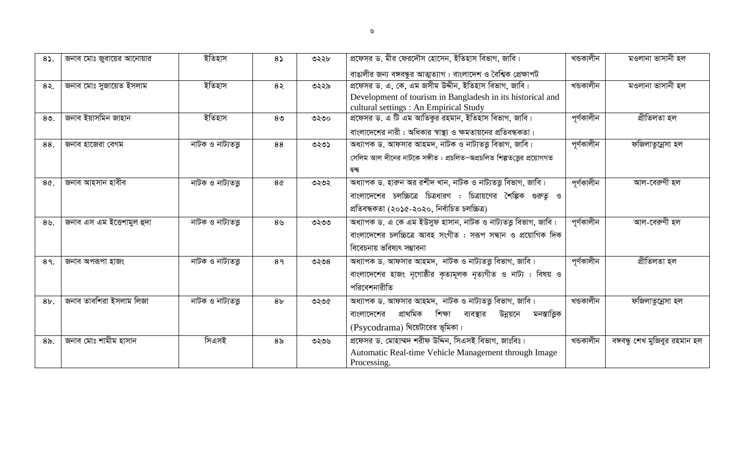| ৪১. | জনাব মোঃ জুবায়ের আনোয়ার | ইতিহাস | ৪১ | ৩২২৮ | প্রফেসর ড. মীর ফেরদৌস হোসেন, ইতিহাস বিভাগ, জাবি।<br>বাঙালীর জন্য বঙ্গবন্ধুর আত্মত্যাগ : বাংলাদেশ ও বৈশ্বিক প্রেক্ষাপট | খন্ডকালীন | মওলানা ভাসানী হল |
|---|---|---|---|---|---|---|---|
| ৪২. | জনাব মোঃ সুজায়েত ইসলাম | ইতিহাস | ৪২ | ৩২২৯ | প্রফেসর ড. এ, কে, এম জসীম উদ্দীন, ইতিহাস বিভাগ, জাবি।<br>Development of tourism in Bangladesh in its historical and cultural settings : An Empirical Study | খন্ডকালীন | মওলানা ভাসানী হল |
| ৪৩. | জনাব ইয়াসমিন জাহান | ইতিহাস | ৪৩ | ৩২৩০ | প্রফেসর ড. এ টি এম আতিকুর রহমান, ইতিহাস বিভাগ, জাবি।<br>বাংলাদেশের নারী : অধিকার স্বাস্থ্য ও ক্ষমতায়নের প্রতিবন্ধকতা। | পূর্ণকালীন | প্রীতিলতা হল |
| ৪৪. | জনাব হাজেরা বেগম | নাটক ও নাট্যতত্ত্ব | ৪৪ | ৩২৩১ | অধ্যাপক ড. আফসার আহমদ, নাটক ও নাট্যতত্ত্ব বিভাগ, জাবি।<br>সেলিম আল দীনের নাটকে সঙ্গীত : প্রচলিত–অপ্রচলিত শিল্পতত্ত্বের প্রয়োগগত দ্বন্দ্ব | পূর্ণকালীন | ফজিলাতুন্নেসা হল |
| ৪৫. | জনাব আহসান হাবীব | নাটক ও নাট্যতত্ত্ব | ৪৫ | ৩২৩২ | অধ্যাপক ড. হারুন অর রশীদ খান, নাটক ও নাট্যতত্ত্ব বিভাগ, জাবি।<br>বাংলাদেশের চলচ্চিত্রে চিত্রধারণ : চিত্রায়ণের শৈল্পিক গুরুত্ব ও প্রতিবন্ধকতা (২০১৫-২০২০, নির্বাচিত চলচ্চিত্র) | পূর্ণকালীন | আল-বেরুণী হল |
| ৪৬. | জনাব এস এম ইত্তেশামুল হুদা | নাটক ও নাট্যতত্ত্ব | ৪৬ | ৩২৩৩ | অধ্যাপক ড. এ কে এম ইউসুফ হাসান, নাটক ও নাট্যতত্ত্ব বিভাগ, জাবি।<br>বাংলাদেশের চলচ্চিত্রে আবহ সংগীত : স্বরূপ সন্ধান ও প্রয়োগিক দিক বিবেচনায় ভবিষ্যৎ সম্ভাবনা | পূর্ণকালীন | আল-বেরুণী হল |
| ৪৭. | জনাব অপরূপা হাজং | নাটক ও নাট্যতত্ত্ব | ৪৭ | ৩২৩৪ | অধ্যাপক ড. আফসার আহমদ, নাটক ও নাট্যতত্ত্ব বিভাগ, জাবি।<br>বাংলাদেশের হাজং নৃগোষ্ঠীর কৃত্যমূলক নৃত্যগীত ও নাট্য : বিষয় ও পরিবেশনারীতি | পূর্ণকালীন | প্রীতিলতা হল |
| ৪৮. | জনাব তাবশিরা ইসলাম লিজা | নাটক ও নাট্যতত্ত্ব | ৪৮ | ৩২৩৫ | অধ্যাপক ড. আফসার আহমদ, নাটক ও নাট্যতত্ত্ব বিভাগ, জাবি।<br>বাংলাদেশের প্রাথমিক শিক্ষা ব্যবস্থার উন্নয়নে মনস্তাত্ত্বিক (Psycodrama) থিয়েটারের ভূমিকা। | খন্ডকালীন | ফজিলাতুন্নেসা হল |
| ৪৯. | জনাব মোঃ শামীম হাসান | সিএসই | ৪৯ | ৩২৩৬ | প্রফেসর ড. মোহাম্মদ শরীফ উদ্দিন, সিএসই বিভাগ, জাঃবিঃ।<br>Automatic Real-time Vehicle Management through Image Processing. | খন্ডকালীন | বঙ্গবন্ধু শেখ মুজিবুর রহমান হল |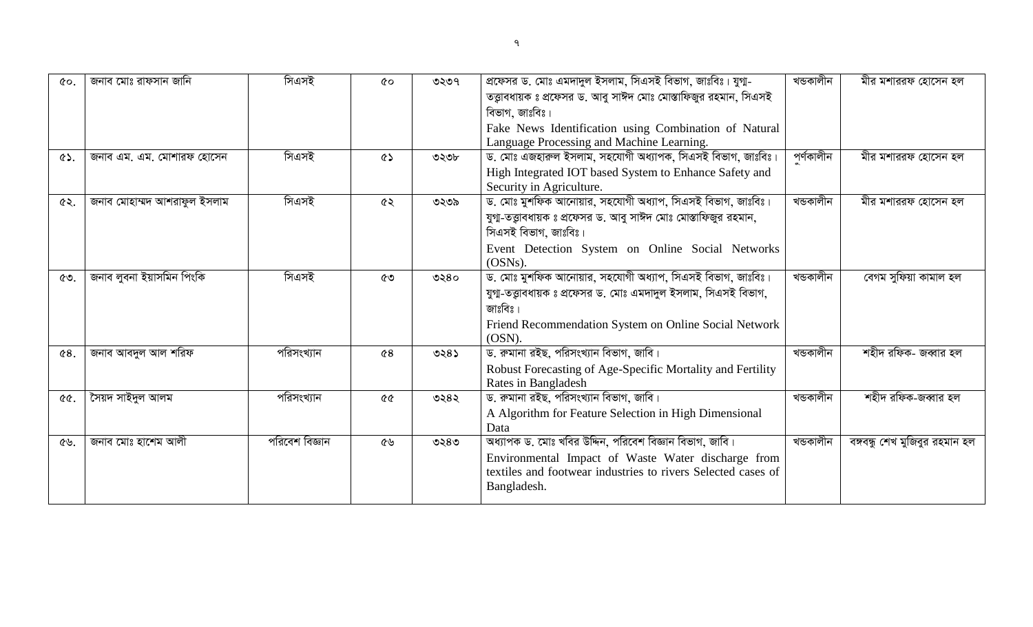| ৫০. | জনাব মোঃ রাফসান জানি | সিএসই | ৫০ | ৩২৩৭ | প্রফেসর ড. মোঃ এমদাদুল ইসলাম, সিএসই বিভাগ, জাঃবিঃ। যুগ্ম-তত্ত্বাবধায়ক ঃ প্রফেসর ড. আবু সাঈদ মোঃ মোস্তাফিজুর রহমান, সিএসই বিভাগ, জাঃবিঃ। Fake News Identification using Combination of Natural Language Processing and Machine Learning. | খন্ডকালীন | মীর মশাররফ হোসেন হল |
|---|---|---|---|---|---|---|---|
| ৫১. | জনাব এম. এম. মোশারফ হোসেন | সিএসই | ৫১ | ৩২৩৮ | ড. মোঃ এজহারুল ইসলাম, সহযোগী অধ্যাপক, সিএসই বিভাগ, জাঃবিঃ। High Integrated IOT based System to Enhance Safety and Security in Agriculture. | পূর্ণকালীন | মীর মশাররফ হোসেন হল |
| ৫২. | জনাব মোহাম্মদ আশরাফুল ইসলাম | সিএসই | ৫২ | ৩২৩৯ | ড. মোঃ মুশফিক আনোয়ার, সহযোগী অধ্যাপ, সিএসই বিভাগ, জাঃবিঃ। যুগ্ম-তত্ত্বাবধায়ক ঃ প্রফেসর ড. আবু সাঈদ মোঃ মোস্তাফিজুর রহমান, সিএসই বিভাগ, জাঃবিঃ। Event Detection System on Online Social Networks (OSNs). | খন্ডকালীন | মীর মশাররফ হোসেন হল |
| ৫৩. | জনাব লুবনা ইয়াসমিন পিংকি | সিএসই | ৫৩ | ৩২৪০ | ড. মোঃ মুশফিক আনোয়ার, সহযোগী অধ্যাপ, সিএসই বিভাগ, জাঃবিঃ। যুগ্ম-তত্ত্বাবধায়ক ঃ প্রফেসর ড. মোঃ এমদাদুল ইসলাম, সিএসই বিভাগ, জাঃবিঃ। Friend Recommendation System on Online Social Network (OSN). | খন্ডকালীন | বেগম সুফিয়া কামাল হল |
| ৫৪. | জনাব আবদুল আল শরিফ | পরিসংখ্যান | ৫৪ | ৩২৪১ | ড. রুমানা রইছ, পরিসংখ্যান বিভাগ, জাবি। Robust Forecasting of Age-Specific Mortality and Fertility Rates in Bangladesh | খন্ডকালীন | শহীদ রফিক- জব্বার হল |
| ৫৫. | সৈয়দ সাইদুল আলম | পরিসংখ্যান | ৫৫ | ৩২৪২ | ড. রুমানা রইছ, পরিসংখ্যান বিভাগ, জাবি। A Algorithm for Feature Selection in High Dimensional Data | খন্ডকালীন | শহীদ রফিক-জব্বার হল |
| ৫৬. | জনাব মোঃ হাশেম আলী | পরিবেশ বিজ্ঞান | ৫৬ | ৩২৪৩ | অধ্যাপক ড. মোঃ খবির উদ্দিন, পরিবেশ বিজ্ঞান বিভাগ, জাবি। Environmental Impact of Waste Water discharge from textiles and footwear industries to rivers Selected cases of Bangladesh. | খন্ডকালীন | বঙ্গবন্ধু শেখ মুজিবুর রহমান হল |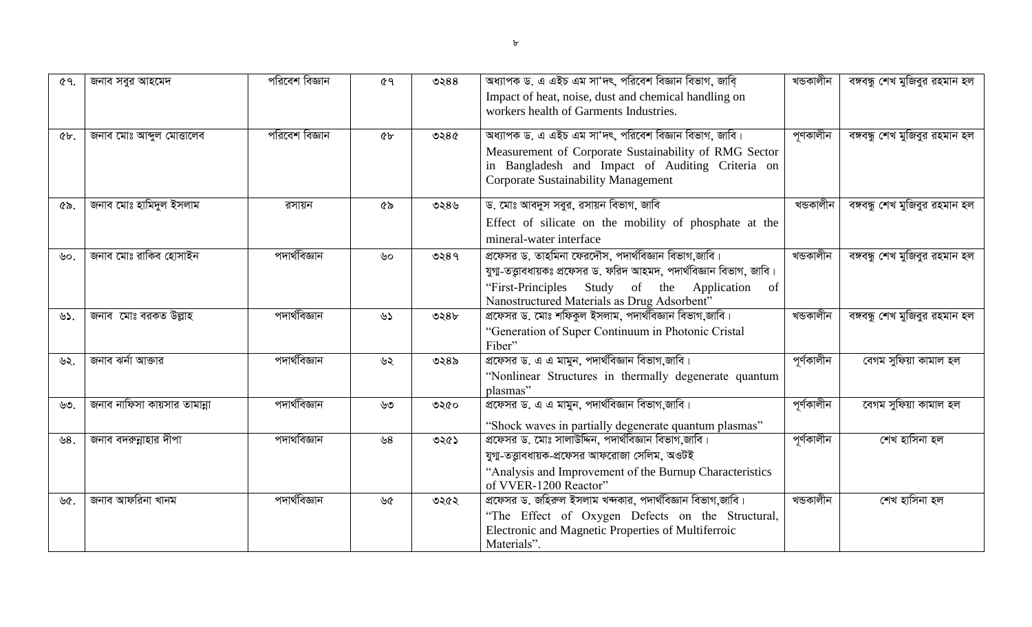| ৫৭. | জনাব সবুর আহমেদ | পরিবেশ বিজ্ঞান | ৫৭ | ৩২৪৪ | অধ্যাপক ড. এ এইচ এম সা'দৎ, পরিবেশ বিজ্ঞান বিভাগ, জাবি Impact of heat, noise, dust and chemical handling on workers health of Garments Industries. | খন্ডকালীন | বঙ্গবন্ধু শেখ মুজিবুর রহমান হল |
|---|---|---|---|---|---|---|---|
| ৫৮. | জনাব মোঃ আব্দুল মোত্তালেব | পরিবেশ বিজ্ঞান | ৫৮ | ৩২৪৫ | অধ্যাপক ড. এ এইচ এম সা'দৎ, পরিবেশ বিজ্ঞান বিভাগ, জাবি। Measurement of Corporate Sustainability of RMG Sector in Bangladesh and Impact of Auditing Criteria on Corporate Sustainability Management | পূণকালীন | বঙ্গবন্ধু শেখ মুজিবুর রহমান হল |
| ৫৯. | জনাব মোঃ হামিদুল ইসলাম | রসায়ন | ৫৯ | ৩২৪৬ | ড. মোঃ আবদুস সবুর, রসায়ন বিভাগ, জাবি Effect of silicate on the mobility of phosphate at the mineral-water interface | খন্ডকালীন | বঙ্গবন্ধু শেখ মুজিবুর রহমান হল |
| ৬০. | জনাব মোঃ রাকিব হোসাইন | পদার্থবিজ্ঞান | ৬০ | ৩২৪৭ | প্রফেসর ড. তাহমিনা ফেরদৌস, পদার্থবিজ্ঞান বিভাগ,জাবি। যুগ্ম-তত্ত্বাবধায়কঃ প্রফেসর ড. ফরিদ আহমদ, পদার্থবিজ্ঞান বিভাগ, জাবি। "First-Principles Study of the Application of Nanostructured Materials as Drug Adsorbent" | খন্ডকালীন | বঙ্গবন্ধু শেখ মুজিবুর রহমান হল |
| ৬১. | জনাব মোঃ বরকত উল্লাহ | পদার্থবিজ্ঞান | ৬১ | ৩২৪৮ | প্রফেসর ড. মোঃ শফিকুল ইসলাম, পদার্থবিজ্ঞান বিভাগ,জাবি। "Generation of Super Continuum in Photonic Cristal Fiber" | খন্ডকালীন | বঙ্গবন্ধু শেখ মুজিবুর রহমান হল |
| ৬২. | জনাব ঝর্না আক্তার | পদার্থবিজ্ঞান | ৬২ | ৩২৪৯ | প্রফেসর ড. এ এ মামুন, পদার্থবিজ্ঞান বিভাগ,জাবি। "Nonlinear Structures in thermally degenerate quantum plasmas" | পূর্ণকালীন | বেগম সুফিয়া কামাল হল |
| ৬৩. | জনাব নাফিসা কায়সার তামান্না | পদার্থবিজ্ঞান | ৬৩ | ৩২৫০ | প্রফেসর ড. এ এ মামুন, পদার্থবিজ্ঞান বিভাগ,জাবি। "Shock waves in partially degenerate quantum plasmas" | পূর্ণকালীন | বেগম সুফিয়া কামাল হল |
| ৬৪. | জনাব বদরুন্নাহার দীপা | পদার্থবিজ্ঞান | ৬৪ | ৩২৫১ | প্রফেসর ড. মোঃ সালাউদ্দিন, পদার্থবিজ্ঞান বিভাগ,জাবি। যুগ্ম-তত্ত্বাবধায়ক-প্রফেসর আফরোজা সেলিম, অওটই "Analysis and Improvement of the Burnup Characteristics of VVER-1200 Reactor" | পূর্ণকালীন | শেখ হাসিনা হল |
| ৬৫. | জনাব আফরিনা খানম | পদার্থবিজ্ঞান | ৬৫ | ৩২৫২ | প্রফেসর ড. জহিরুল ইসলাম খন্দকার, পদার্থবিজ্ঞান বিভাগ,জাবি। "The Effect of Oxygen Defects on the Structural, Electronic and Magnetic Properties of Multiferroic Materials". | খন্ডকালীন | শেখ হাসিনা হল |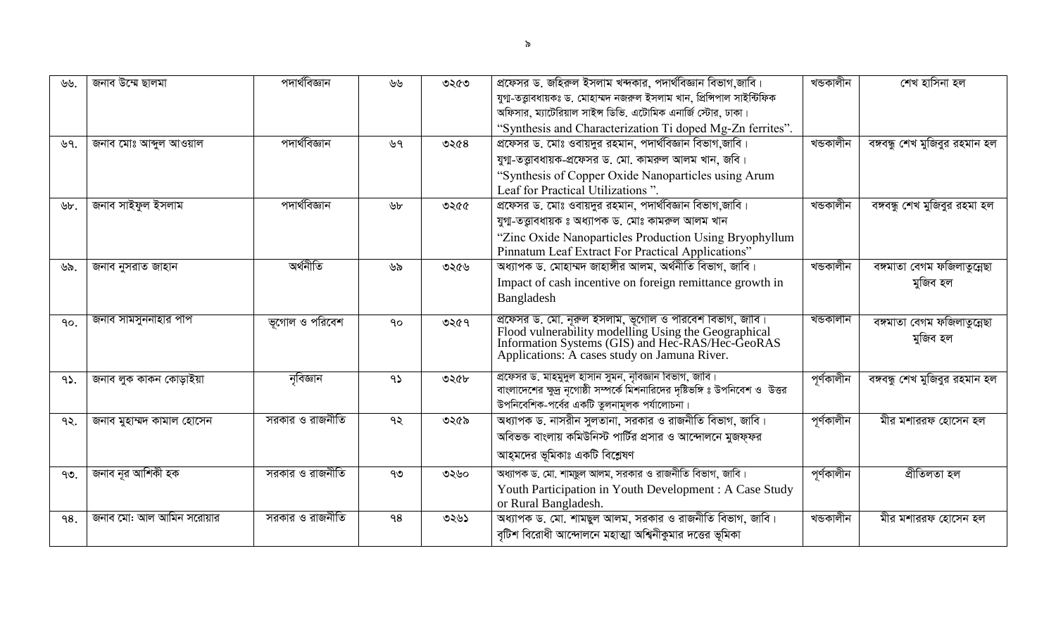| ৬৬. | জনাব উম্মে ছালমা | পদার্থবিজ্ঞান | ৬৬ | ৩২৫৩ | প্রফেসর ড. জহিরুল ইসলাম খন্দকার, পদার্থবিজ্ঞান বিভাগ,জাবি। যুগ্ম-তত্ত্বাবধায়কঃ ড. মোহাম্মদ নজরুল ইসলাম খান, প্রিন্সিপাল সাইন্টিফিক অফিসার, ম্যাটেরিয়াল সাইন্স ডিভি. এটোমিক এনার্জি স্টোর, ঢাকা। "Synthesis and Characterization Ti doped Mg-Zn ferrites". | খন্ডকালীন | শেখ হাসিনা হল |
|---|---|---|---|---|---|---|---|
| ৬৭. | জনাব মোঃ আব্দুল আওয়াল | পদার্থবিজ্ঞান | ৬৭ | ৩২৫৪ | প্রফেসর ড. মোঃ ওবায়দুর রহমান, পদার্থবিজ্ঞান বিভাগ,জাবি। যুগ্ম-তত্ত্বাবধায়ক-প্রফেসর ড. মো. কামরুল আলম খান, জবি। "Synthesis of Copper Oxide Nanoparticles using Arum Leaf for Practical Utilizations ". | খন্ডকালীন | বঙ্গবন্ধু শেখ মুজিবুর রহমান হল |
| ৬৮. | জনাব সাইফুল ইসলাম | পদার্থবিজ্ঞান | ৬৮ | ৩২৫৫ | প্রফেসর ড. মোঃ ওবায়দুর রহমান, পদার্থবিজ্ঞান বিভাগ,জাবি। যুগ্ম-তত্ত্বাবধায়ক ঃ অধ্যাপক ড. মোঃ কামরুল আলম খান "Zinc Oxide Nanoparticles Production Using Bryophyllum Pinnatum Leaf Extract For Practical Applications" | খন্ডকালীন | বঙ্গবন্ধু শেখ মুজিবুর রহমা হল |
| ৬৯. | জনাব নুসরাত জাহান | অর্থনীতি | ৬৯ | ৩২৫৬ | অধ্যাপক ড. মোহাম্মদ জাহাঙ্গীর আলম, অর্থনীতি বিভাগ, জাবি। Impact of cash incentive on foreign remittance growth in Bangladesh | খন্ডকালীন | বঙ্গমাতা বেগম ফজিলাতুন্নেছা মুজিব হল |
| ৭০. | জনাব সামসুননাহার পাপ | ভূগোল ও পরিবেশ | ৭০ | ৩২৫৭ | প্রফেসর ড. মো. নূরুল ইসলাম, ভূগোল ও পরিবেশ বিভাগ, জাবি। Flood vulnerability modelling Using the Geographical Information Systems (GIS) and Hec-RAS/Hec-GeoRAS Applications: A cases study on Jamuna River. | খন্ডকালীন | বঙ্গমাতা বেগম ফজিলাতুন্নেছা মুজিব হল |
| ৭১. | জনাব লুক কাকন কোড়াইয়া | নৃবিজ্ঞান | ৭১ | ৩২৫৮ | প্রফেসর ড. মাহমুদুল হাসান সুমন, নৃবিজ্ঞান বিভাগ, জাবি। বাংলাদেশের ক্ষুদ্র নৃগোষ্ঠী সম্পর্কে মিশনারিদের দৃষ্টিভঙ্গি ঃ উপনিবেশ ও উত্তর উপনিবেশিক-পর্বের একটি তুলনামূলক পর্যালোচনা। | পূর্ণকালীন | বঙ্গবন্ধু শেখ মুজিবুর রহমান হল |
| ৭২. | জনাব মুহাম্মদ কামাল হোসেন | সরকার ও রাজনীতি | ৭২ | ৩২৫৯ | অধ্যাপক ড. নাসরীন সুলতানা, সরকার ও রাজনীতি বিভাগ, জাবি। অবিভক্ত বাংলায় কমিউনিস্ট পার্টির প্রসার ও আন্দোলনে মুজফ্ফর আহ্মদের ভূমিকাঃ একটি বিশ্লেষণ | পূর্ণকালীন | মীর মশাররফ হোসেন হল |
| ৭৩. | জনাব নূর আশিকী হক | সরকার ও রাজনীতি | ৭৩ | ৩২৬০ | অধ্যাপক ড. মো. শামছুল আলম, সরকার ও রাজনীতি বিভাগ, জাবি। Youth Participation in Youth Development : A Case Study or Rural Bangladesh. | পূর্ণকালীন | প্রীতিলতা হল |
| ৭৪. | জনাব মো: আল আমিন সরোয়ার | সরকার ও রাজনীতি | ৭৪ | ৩২৬১ | অধ্যাপক ড. মো. শামছুল আলম, সরকার ও রাজনীতি বিভাগ, জাবি। বৃটিশ বিরোধী আন্দোলনে মহাত্মা অশ্বিনীকুমার দত্তের ভূমিকা | খন্ডকালীন | মীর মশাররফ হোসেন হল |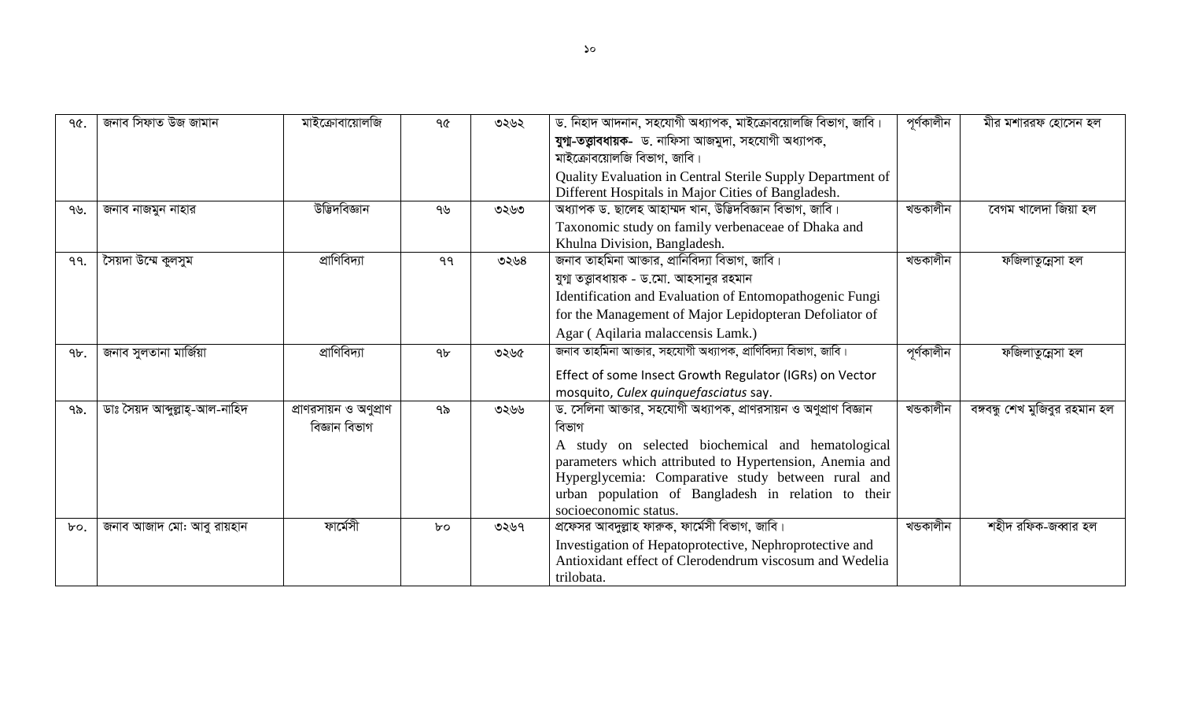| | | | | | | |
|---|---|---|---|---|---|---|
| ৭৫. | জনাব সিফাত উজ জামান | মাইক্রোবায়োলজি | ৭৫ | ৩২৬২ | ড. নিহাদ আদনান, সহযোগী অধ্যাপক, মাইক্রোবায়োলজি বিভাগ, জাবি। **যুগ্ম-তত্ত্বাবধায়ক-** ড. নাফিসা আজমুদা, সহযোগী অধ্যাপক, মাইক্রোবায়োলজি বিভাগ, জাবি। Quality Evaluation in Central Sterile Supply Department of Different Hospitals in Major Cities of Bangladesh. | পূর্ণকালীন | মীর মশাররফ হোসেন হল |
| ৭৬. | জনাব নাজমুন নাহার | উদ্ভিদবিজ্ঞান | ৭৬ | ৩২৬৩ | অধ্যাপক ড. ছালেহ আহাম্মদ খান, উদ্ভিদবিজ্ঞান বিভাগ, জাবি। Taxonomic study on family verbenaceae of Dhaka and Khulna Division, Bangladesh. | খন্ডকালীন | বেগম খালেদা জিয়া হল |
| ৭৭. | সৈয়দা উম্মে কুলসুম | প্রাণিবিদ্যা | ৭৭ | ৩২৬৪ | জনাব তাহমিনা আক্তার, প্রানিবিদ্যা বিভাগ, জাবি। যুগ্ম তত্ত্বাবধায়ক - ড.মো. আহসানুর রহমান Identification and Evaluation of Entomopathogenic Fungi for the Management of Major Lepidopteran Defoliator of Agar ( Aqilaria malaccensis Lamk.) | খন্ডকালীন | ফজিলাতুন্নেসা হল |
| ৭৮. | জনাব সুলতানা মার্জিয়া | প্রাণিবিদ্যা | ৭৮ | ৩২৬৫ | জনাব তাহমিনা আক্তার, সহযোগী অধ্যাপক, প্রাণিবিদ্যা বিভাগ, জাবি। Effect of some Insect Growth Regulator (IGRs) on Vector mosquito, *Culex quinquefasciatus* say. | পূর্ণকালীন | ফজিলাতুন্নেসা হল |
| ৭৯. | ডাঃ সৈয়দ আব্দুল্লাহ্-আল-নাহিদ | প্রাণরসায়ন ও অণুপ্রাণ বিজ্ঞান বিভাগ | ৭৯ | ৩২৬৬ | ড. সেলিনা আক্তার, সহযোগী অধ্যাপক, প্রাণরসায়ন ও অণুপ্রাণ বিজ্ঞান বিভাগ A study on selected biochemical and hematological parameters which attributed to Hypertension, Anemia and Hyperglycemia: Comparative study between rural and urban population of Bangladesh in relation to their socioeconomic status. | খন্ডকালীন | বঙ্গবন্ধু শেখ মুজিবুর রহমান হল |
| ৮০. | জনাব আজাদ মোঃ আবু রায়হান | ফার্মেসী | ৮০ | ৩২৬৭ | প্রফেসর আবদুল্লাহ ফারুক, ফার্মেসী বিভাগ, জাবি। Investigation of Hepatoprotective, Nephroprotective and Antioxidant effect of Clerodendrum viscosum and Wedelia trilobata. | খন্ডকালীন | শহীদ রফিক-জব্বার হল |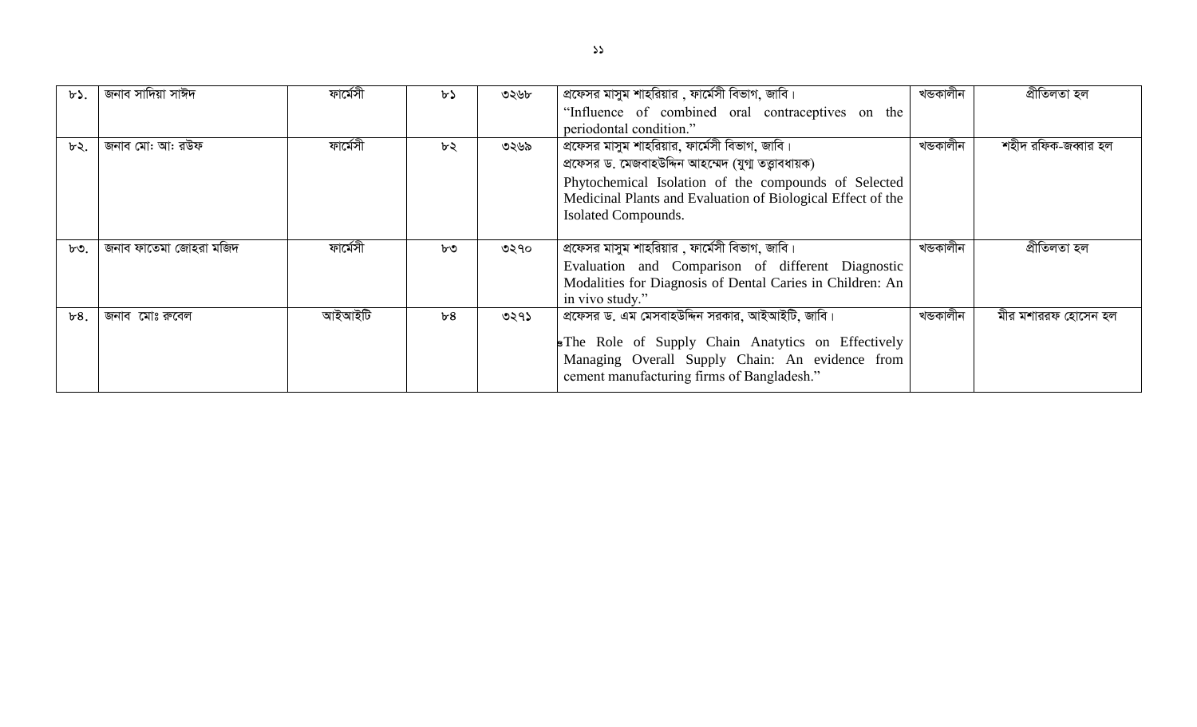| ৮১. | জনাব সাদিয়া সাঈদ | ফার্মেসী | ৮১ | ৩২৬৮ | প্রফেসর মাসুম শাহরিয়ার , ফার্মেসী বিভাগ, জাবি। “Influence of combined oral contraceptives on the periodontal condition.” | খন্ডকালীন | প্রীতিলতা হল |
|---|---|---|---|---|---|---|---|
| ৮২. | জনাব মোঃ আঃ রউফ | ফার্মেসী | ৮২ | ৩২৬৯ | প্রফেসর মাসুম শাহরিয়ার, ফার্মেসী বিভাগ, জাবি। প্রফেসর ড. মেজবাহউদ্দিন আহম্মেদ (যুগ্ম তত্ত্বাবধায়ক) Phytochemical Isolation of the compounds of Selected Medicinal Plants and Evaluation of Biological Effect of the Isolated Compounds. | খন্ডকালীন | শহীদ রফিক-জব্বার হল |
| ৮৩. | জনাব ফাতেমা জোহরা মজিদ | ফার্মেসী | ৮৩ | ৩২৭০ | প্রফেসর মাসুম শাহরিয়ার , ফার্মেসী বিভাগ, জাবি। Evaluation and Comparison of different Diagnostic Modalities for Diagnosis of Dental Caries in Children: An in vivo study.” | খন্ডকালীন | প্রীতিলতা হল |
| ৮৪. | জনাব মোঃ রুবেল | আইআইটি | ৮৪ | ৩২৭১ | প্রফেসর ড. এম মেসবাহউদ্দিন সরকার, আইআইটি, জাবি। “The Role of Supply Chain Anatytics on Effectively Managing Overall Supply Chain: An evidence from cement manufacturing firms of Bangladesh.” | খন্ডকালীন | মীর মশাররফ হোসেন হল |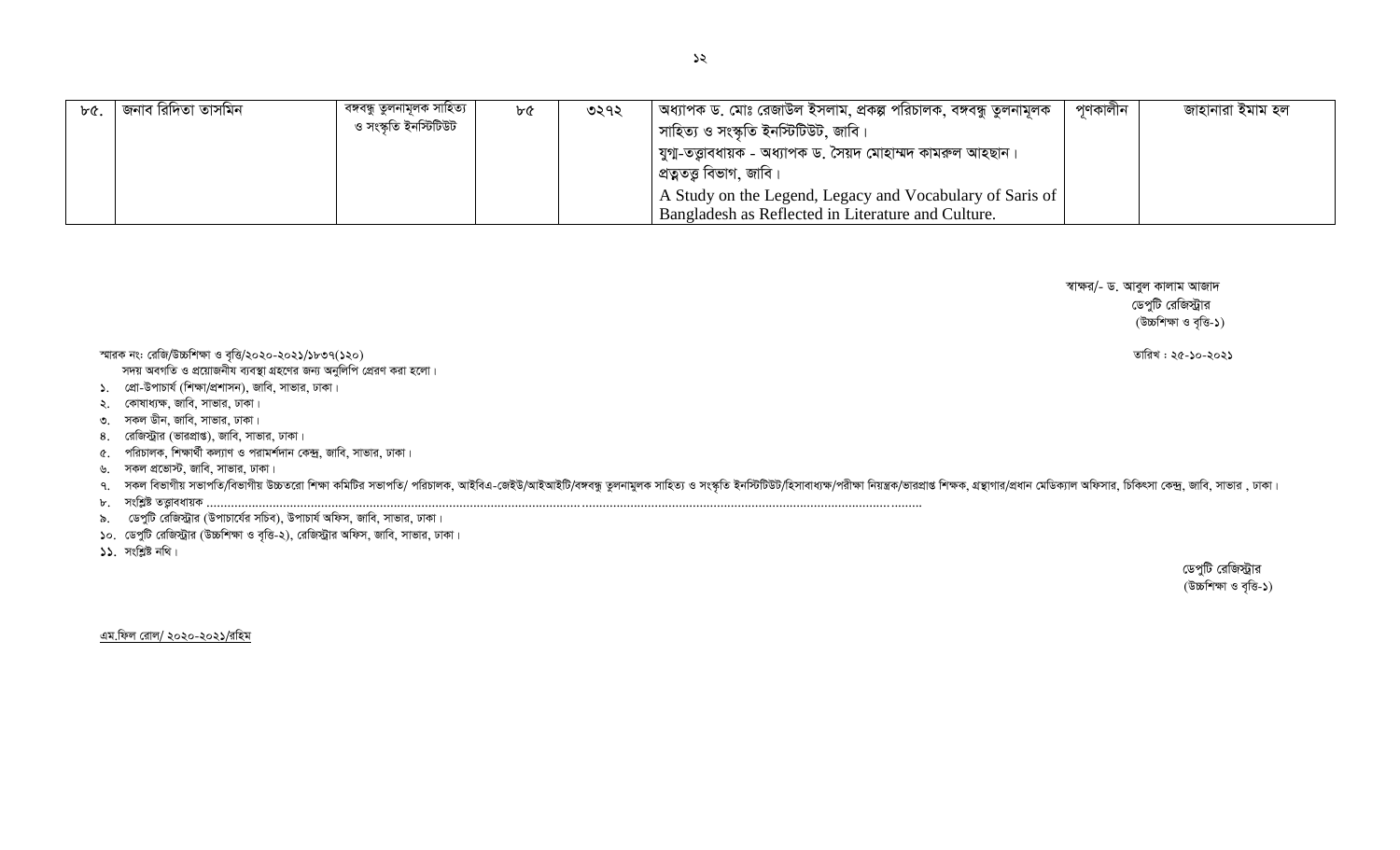| | | | | | | | |
|---|---|---|---|---|---|---|---|
| ৮৫. | জনাব রিদিতা তাসমিন | বঙ্গবন্ধু তুলনামূলক সাহিত্য ও সংস্কৃতি ইনস্টিটিউট | ৮৫ | ৩২৭২ | অধ্যাপক ড. মোঃ রেজাউল ইসলাম, প্রকল্প পরিচালক, বঙ্গবন্ধু তুলনামূলক সাহিত্য ও সংস্কৃতি ইনস্টিটিউট, জাবি।<br>যুগ্ম-তত্ত্বাবধায়ক - অধ্যাপক ড. সৈয়দ মোহাম্মদ কামরুল আহছান। প্রত্নতত্ত্ব বিভাগ, জাবি।<br>A Study on the Legend, Legacy and Vocabulary of Saris of Bangladesh as Reflected in Literature and Culture. | পূণকালীন | জাহানারা ইমাম হল |

স্বাক্ষর/- ড. আবুল কালাম আজাদ
ডেপুটি রেজিস্ট্রার
(উচ্চশিক্ষা ও বৃত্তি-১)

স্মারক নং: রেজি/উচ্চশিক্ষা ও বৃত্তি/২০২০-২০২১/১৮৩৭(১২০)

তারিখ : ২৫-১০-২০২১

সদয় অবগতি ও প্রয়োজনীয় ব্যবস্থা গ্রহণের জন্য অনুলিপি প্রেরণ করা হলো।

১. প্রো-উপাচার্য (শিক্ষা/প্রশাসন), জাবি, সাভার, ঢাকা।
২. কোষাধ্যক্ষ, জাবি, সাভার, ঢাকা।
৩. সকল ডীন, জাবি, সাভার, ঢাকা।
৪. রেজিস্ট্রার (ভারপ্রাপ্ত), জাবি, সাভার, ঢাকা।
৫. পরিচালক, শিক্ষার্থী কল্যাণ ও পরামর্শদান কেন্দ্র, জাবি, সাভার, ঢাকা।
৬. সকল প্রভোস্ট, জাবি, সাভার, ঢাকা।
৭. সকল বিভাগীয় সভাপতি/বিভাগীয় উচ্চতরো শিক্ষা কমিটির সভাপতি/ পরিচালক, আইবিএ-জেইউ/আইআইটি/বঙ্গবন্ধু তুলনামূলক সাহিত্য ও সংস্কৃতি ইনস্টিটিউট/হিসাবাধ্যক্ষ/পরীক্ষা নিয়ন্ত্রক/ভারপ্রাপ্ত শিক্ষক, গ্রন্থাগার/প্রধান মেডিক্যাল অফিসার, চিকিৎসা কেন্দ্র, জাবি, সাভার , ঢাকা।
৮. সংশ্লিষ্ট তত্ত্বাবধায়ক ..........................................................................................................................................................................................................................
৯. ডেপুটি রেজিস্ট্রার (উপাচার্যের সচিব), উপাচার্য অফিস, জাবি, সাভার, ঢাকা।
১০. ডেপুটি রেজিস্ট্রার (উচ্চশিক্ষা ও বৃত্তি-২), রেজিস্ট্রার অফিস, জাবি, সাভার, ঢাকা।
১১. সংশ্লিষ্ট নথি।

ডেপুটি রেজিস্ট্রার
(উচ্চশিক্ষা ও বৃত্তি-১)

এম.ফিল রোল/ ২০২০-২০২১/রহিম